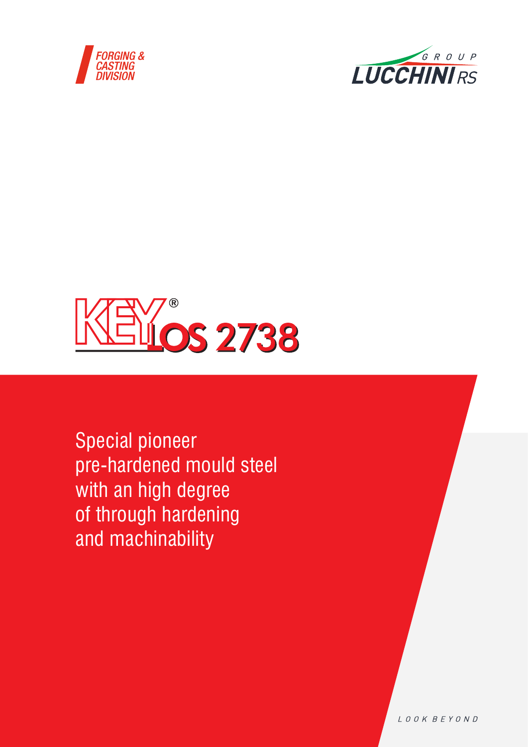FORGING & CASTING DIVISION

LUCCHINI RS GROUP

# KEYLOS 2738®

Special pioneer pre-hardened mould steel with an high degree of through hardening and machinability

LOOK BEYOND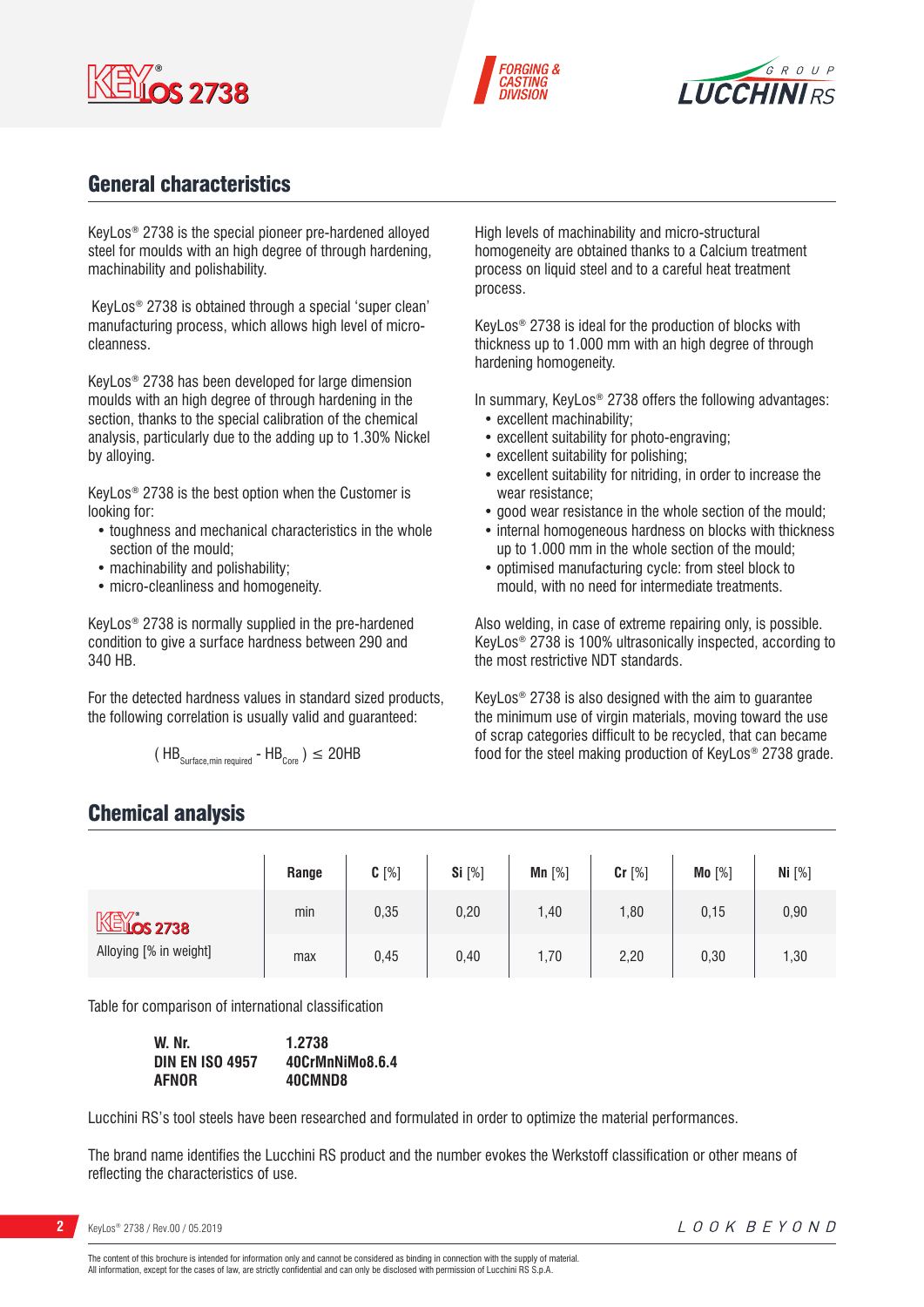## General characteristics

KeyLos® 2738 is the special pioneer pre-hardened alloyed steel for moulds with an high degree of through hardening, machinability and polishability.

KeyLos® 2738 is obtained through a special 'super clean' manufacturing process, which allows high level of micro-cleanness.

KeyLos® 2738 has been developed for large dimension moulds with an high degree of through hardening in the section, thanks to the special calibration of the chemical analysis, particularly due to the adding up to 1.30% Nickel by alloying.

KeyLos® 2738 is the best option when the Customer is looking for:

- toughness and mechanical characteristics in the whole section of the mould;
- machinability and polishability;
- micro-cleanliness and homogeneity.

KeyLos® 2738 is normally supplied in the pre-hardened condition to give a surface hardness between 290 and 340 HB.

For the detected hardness values in standard sized products, the following correlation is usually valid and guaranteed:

$$( HB_{Surface,min\ required} - HB_{Core} ) \leq 20HB$$

High levels of machinability and micro-structural homogeneity are obtained thanks to a Calcium treatment process on liquid steel and to a careful heat treatment process.

KeyLos® 2738 is ideal for the production of blocks with thickness up to 1.000 mm with an high degree of through hardening homogeneity.

In summary, KeyLos® 2738 offers the following advantages:

- excellent machinability;
- excellent suitability for photo-engraving;
- excellent suitability for polishing;
- excellent suitability for nitriding, in order to increase the wear resistance;
- good wear resistance in the whole section of the mould;
- internal homogeneous hardness on blocks with thickness up to 1.000 mm in the whole section of the mould;
- optimised manufacturing cycle: from steel block to mould, with no need for intermediate treatments.

Also welding, in case of extreme repairing only, is possible. KeyLos® 2738 is 100% ultrasonically inspected, according to the most restrictive NDT standards.

KeyLos® 2738 is also designed with the aim to guarantee the minimum use of virgin materials, moving toward the use of scrap categories difficult to be recycled, that can became food for the steel making production of KeyLos® 2738 grade.

## Chemical analysis

| | Range | **C** [%] | **Si** [%] | **Mn** [%] | **Cr** [%] | **Mo** [%] | **Ni** [%] |
|---|---|---|---|---|---|---|---|
| KeyLos 2738 Alloying [% in weight] | min | 0,35 | 0,20 | 1,40 | 1,80 | 0,15 | 0,90 |
| | max | 0,45 | 0,40 | 1,70 | 2,20 | 0,30 | 1,30 |

Table for comparison of international classification

| | |
|---|---|
| **W. Nr.** | **1.2738** |
| **DIN EN ISO 4957** | **40CrMnNiMo8.6.4** |
| **AFNOR** | **40CMND8** |

Lucchini RS's tool steels have been researched and formulated in order to optimize the material performances.

The brand name identifies the Lucchini RS product and the number evokes the Werkstoff classification or other means of reflecting the characteristics of use.

The content of this brochure is intended for information only and cannot be considered as binding in connection with the supply of material.
All information, except for the cases of law, are strictly confidential and can only be disclosed with permission of Lucchini RS S.p.A.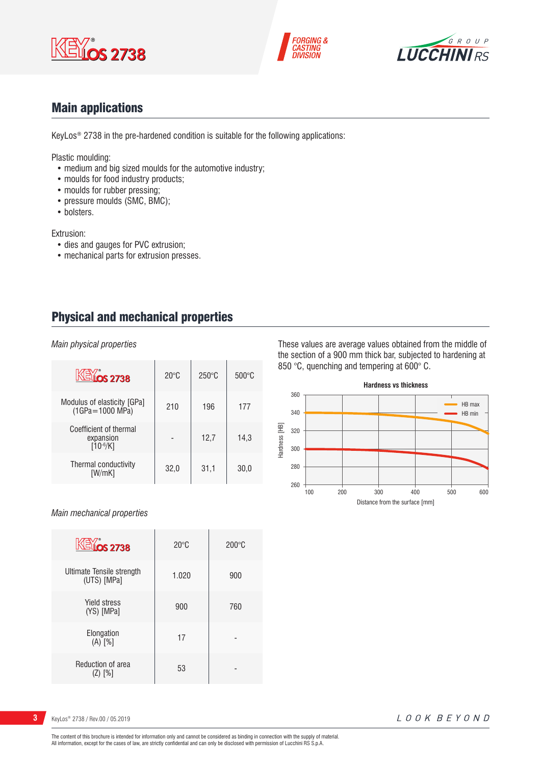## Main applications

KeyLos® 2738 in the pre-hardened condition is suitable for the following applications:

Plastic moulding:

- medium and big sized moulds for the automotive industry;
- moulds for food industry products;
- moulds for rubber pressing;
- pressure moulds (SMC, BMC);
- bolsters.

Extrusion:

- dies and gauges for PVC extrusion;
- mechanical parts for extrusion presses.

## Physical and mechanical properties

*Main physical properties*

| KeyLos 2738 | 20°C | 250°C | 500°C |
|---|---|---|---|
| Modulus of elasticity [GPa] (1GPa=1000 MPa) | 210 | 196 | 177 |
| Coefficient of thermal expansion [$10^{-6}$/K] | - | 12,7 | 14,3 |
| Thermal conductivity [W/mK] | 32,0 | 31,1 | 30,0 |

These values are average values obtained from the middle of the section of a 900 mm thick bar, subjected to hardening at 850 °C, quenching and tempering at 600° C.

**Hardness vs thickness**

Hardness [HB] vs Distance from the surface [mm] — HB max, HB min

*Main mechanical properties*

| KeyLos 2738 | 20°C | 200°C |
|---|---|---|
| Ultimate Tensile strength (UTS) [MPa] | 1.020 | 900 |
| Yield stress (YS) [MPa] | 900 | 760 |
| Elongation (A) [%] | 17 | - |
| Reduction of area (Z) [%] | 53 | - |

The content of this brochure is intended for information only and cannot be considered as binding in connection with the supply of material.
All information, except for the cases of law, are strictly confidential and can only be disclosed with permission of Lucchini RS S.p.A.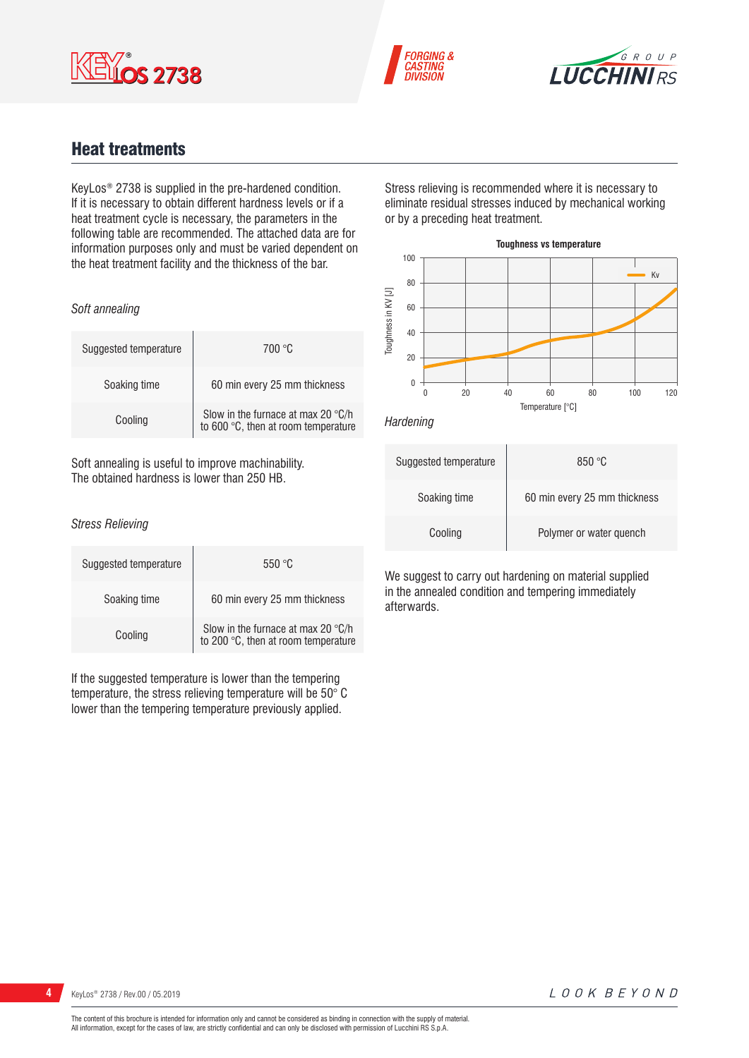## Heat treatments

KeyLos® 2738 is supplied in the pre-hardened condition. If it is necessary to obtain different hardness levels or if a heat treatment cycle is necessary, the parameters in the following table are recommended. The attached data are for information purposes only and must be varied dependent on the heat treatment facility and the thickness of the bar.

*Soft annealing*

| | |
|---|---|
| Suggested temperature | 700 °C |
| Soaking time | 60 min every 25 mm thickness |
| Cooling | Slow in the furnace at max 20 °C/h to 600 °C, then at room temperature |

Soft annealing is useful to improve machinability.
The obtained hardness is lower than 250 HB.

*Stress Relieving*

| | |
|---|---|
| Suggested temperature | 550 °C |
| Soaking time | 60 min every 25 mm thickness |
| Cooling | Slow in the furnace at max 20 °C/h to 200 °C, then at room temperature |

If the suggested temperature is lower than the tempering temperature, the stress relieving temperature will be 50° C lower than the tempering temperature previously applied.

Stress relieving is recommended where it is necessary to eliminate residual stresses induced by mechanical working or by a preceding heat treatment.

**Toughness vs temperature**

Toughness in KV [J] vs Temperature [°C] — Kv

*Hardening*

| | |
|---|---|
| Suggested temperature | 850 °C |
| Soaking time | 60 min every 25 mm thickness |
| Cooling | Polymer or water quench |

We suggest to carry out hardening on material supplied in the annealed condition and tempering immediately afterwards.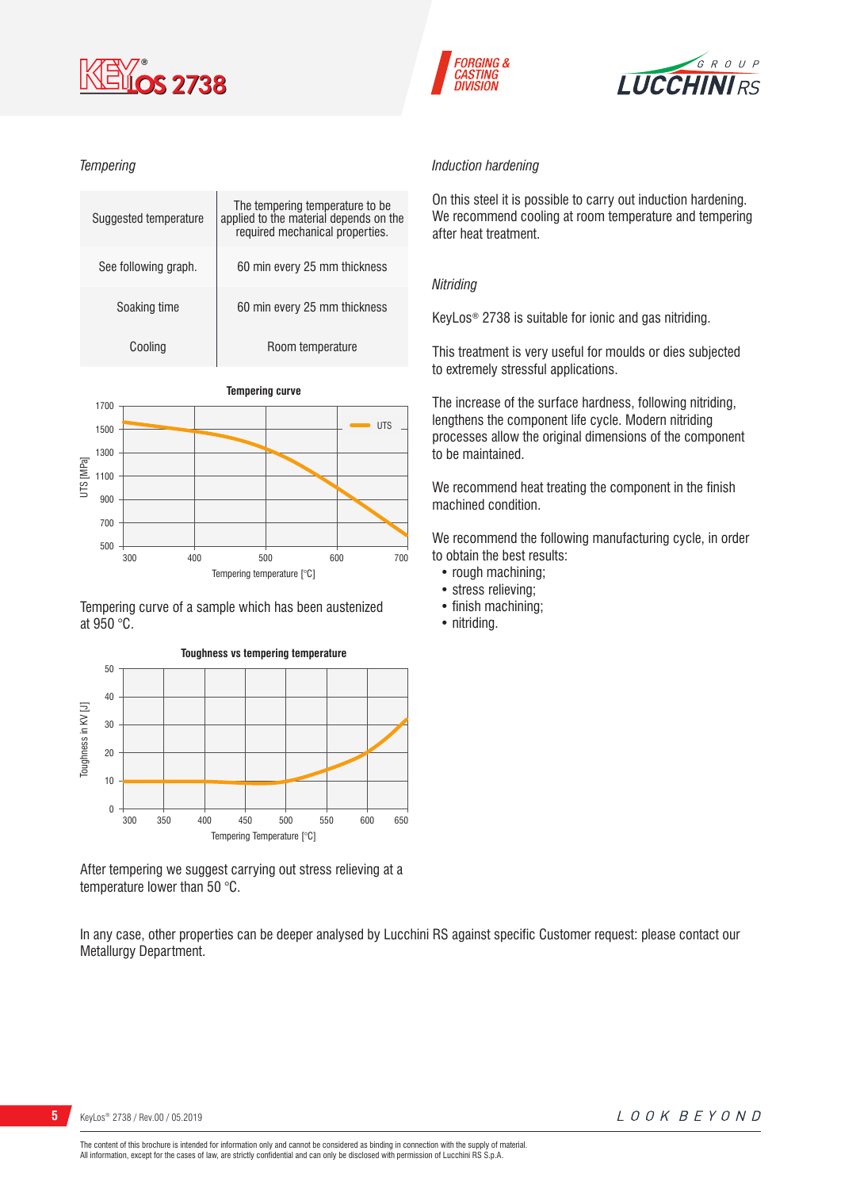*Tempering*

| Suggested temperature | The tempering temperature to be applied to the material depends on the required mechanical properties. |
|---|---|
| See following graph. | 60 min every 25 mm thickness |
| Soaking time | 60 min every 25 mm thickness |
| Cooling | Room temperature |

Tempering curve of a sample which has been austenized at 950 °C.

After tempering we suggest carrying out stress relieving at a temperature lower than 50 °C.

*Induction hardening*

On this steel it is possible to carry out induction hardening. We recommend cooling at room temperature and tempering after heat treatment.

*Nitriding*

KeyLos® 2738 is suitable for ionic and gas nitriding.

This treatment is very useful for moulds or dies subjected to extremely stressful applications.

The increase of the surface hardness, following nitriding, lengthens the component life cycle. Modern nitriding processes allow the original dimensions of the component to be maintained.

We recommend heat treating the component in the finish machined condition.

We recommend the following manufacturing cycle, in order to obtain the best results:

- rough machining;
- stress relieving;
- finish machining;
- nitriding.

In any case, other properties can be deeper analysed by Lucchini RS against specific Customer request: please contact our Metallurgy Department.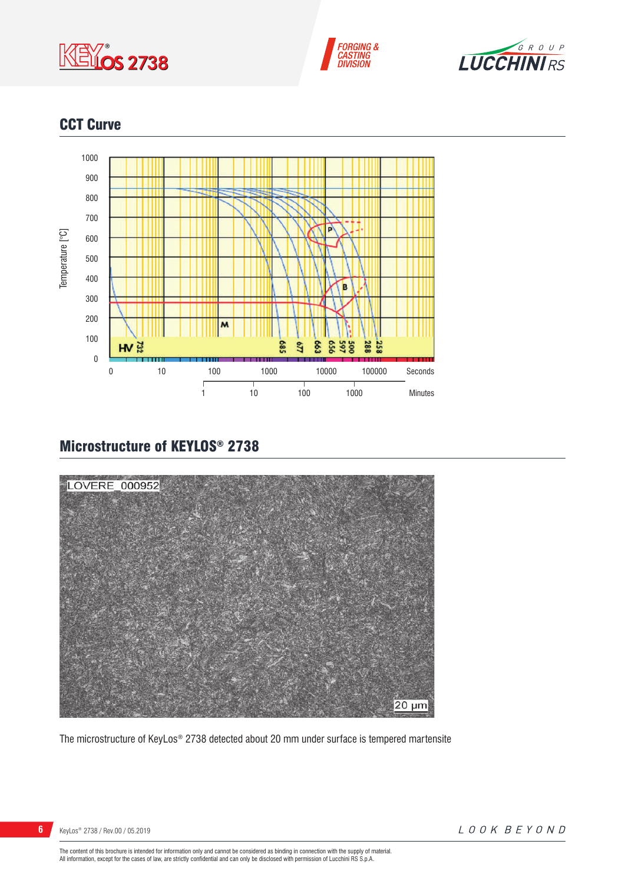## CCT Curve

## Microstructure of KEYLOS® 2738

The microstructure of KeyLos® 2738 detected about 20 mm under surface is tempered martensite

The content of this brochure is intended for information only and cannot be considered as binding in connection with the supply of material.
All information, except for the cases of law, are strictly confidential and can only be disclosed with permission of Lucchini RS S.p.A.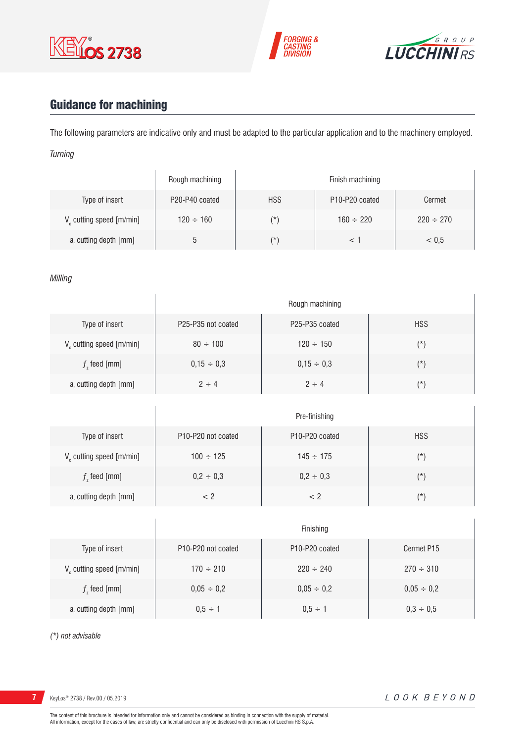## Guidance for machining

The following parameters are indicative only and must be adapted to the particular application and to the machinery employed.

*Turning*

| | Rough machining | Finish machining | | |
|---|---|---|---|---|
| Type of insert | P20-P40 coated | HSS | P10-P20 coated | Cermet |
| $V_c$ cutting speed [m/min] | 120 ÷ 160 | (*) | 160 ÷ 220 | 220 ÷ 270 |
| $a_r$ cutting depth [mm] | 5 | (*) | < 1 | < 0,5 |

*Milling*

| | Rough machining | | |
|---|---|---|---|
| Type of insert | P25-P35 not coated | P25-P35 coated | HSS |
| $V_c$ cutting speed [m/min] | 80 ÷ 100 | 120 ÷ 150 | (*) |
| $f_z$ feed [mm] | 0,15 ÷ 0,3 | 0,15 ÷ 0,3 | (*) |
| $a_r$ cutting depth [mm] | 2 ÷ 4 | 2 ÷ 4 | (*) |

| | Pre-finishing | | |
|---|---|---|---|
| Type of insert | P10-P20 not coated | P10-P20 coated | HSS |
| $V_c$ cutting speed [m/min] | 100 ÷ 125 | 145 ÷ 175 | (*) |
| $f_z$ feed [mm] | 0,2 ÷ 0,3 | 0,2 ÷ 0,3 | (*) |
| $a_r$ cutting depth [mm] | < 2 | < 2 | (*) |

| | Finishing | | |
|---|---|---|---|
| Type of insert | P10-P20 not coated | P10-P20 coated | Cermet P15 |
| $V_c$ cutting speed [m/min] | 170 ÷ 210 | 220 ÷ 240 | 270 ÷ 310 |
| $f_z$ feed [mm] | 0,05 ÷ 0,2 | 0,05 ÷ 0,2 | 0,05 ÷ 0,2 |
| $a_r$ cutting depth [mm] | 0,5 ÷ 1 | 0,5 ÷ 1 | 0,3 ÷ 0,5 |

*(*) not advisable*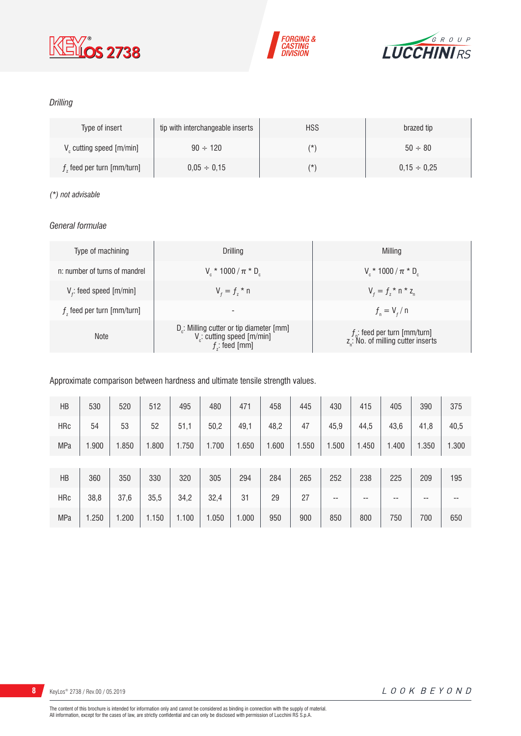*Drilling*

| Type of insert | tip with interchangeable inserts | HSS | brazed tip |
|---|---|---|---|
| $V_c$ cutting speed [m/min] | 90 ÷ 120 | (*) | 50 ÷ 80 |
| $f_z$ feed per turn [mm/turn] | 0,05 ÷ 0,15 | (*) | 0,15 ÷ 0,25 |

*(*) not advisable*

*General formulae*

| Type of machining | Drilling | Milling |
|---|---|---|
| n: number of turns of mandrel | $V_c * 1000 / \pi * D_c$ | $V_c * 1000 / \pi * D_c$ |
| $V_f$: feed speed [m/min] | $V_f = f_z * n$ | $V_f = f_z * n * z_n$ |
| $f_z$ feed per turn [mm/turn] | - | $f_n = V_f / n$ |
| Note | $D_c$: Milling cutter or tip diameter [mm]<br>$V_c$: cutting speed [m/min]<br>$f_z$: feed [mm] | $f_n$: feed per turn [mm/turn]<br>$z_n$: No. of milling cutter inserts |

Approximate comparison between hardness and ultimate tensile strength values.

| HB | 530 | 520 | 512 | 495 | 480 | 471 | 458 | 445 | 430 | 415 | 405 | 390 | 375 |
|---|---|---|---|---|---|---|---|---|---|---|---|---|---|
| HRc | 54 | 53 | 52 | 51,1 | 50,2 | 49,1 | 48,2 | 47 | 45,9 | 44,5 | 43,6 | 41,8 | 40,5 |
| MPa | 1.900 | 1.850 | 1.800 | 1.750 | 1.700 | 1.650 | 1.600 | 1.550 | 1.500 | 1.450 | 1.400 | 1.350 | 1.300 |

| HB | 360 | 350 | 330 | 320 | 305 | 294 | 284 | 265 | 252 | 238 | 225 | 209 | 195 |
|---|---|---|---|---|---|---|---|---|---|---|---|---|---|
| HRc | 38,8 | 37,6 | 35,5 | 34,2 | 32,4 | 31 | 29 | 27 | -- | -- | -- | -- | -- |
| MPa | 1.250 | 1.200 | 1.150 | 1.100 | 1.050 | 1.000 | 950 | 900 | 850 | 800 | 750 | 700 | 650 |

The content of this brochure is intended for information only and cannot be considered as binding in connection with the supply of material.
All information, except for the cases of law, are strictly confidential and can only be disclosed with permission of Lucchini RS S.p.A.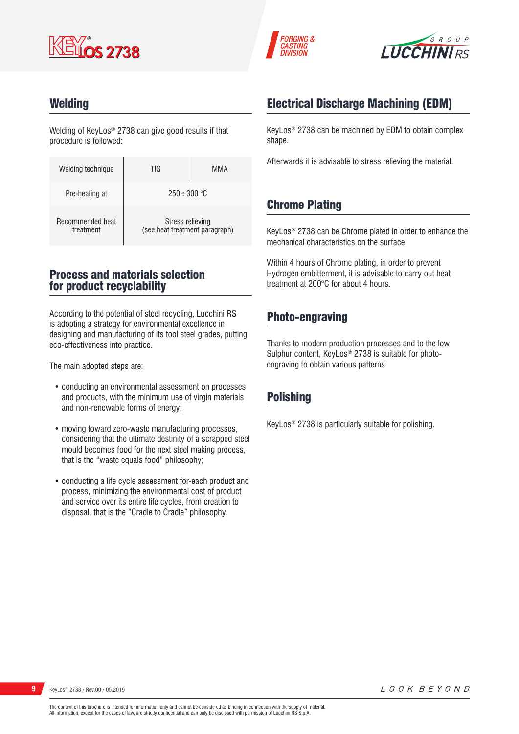## Welding

Welding of KeyLos® 2738 can give good results if that procedure is followed:

| | | |
|---|---|---|
| Welding technique | TIG | MMA |
| Pre-heating at | 250÷300 °C | |
| Recommended heat treatment | Stress relieving (see heat treatment paragraph) | |

## Process and materials selection for product recyclability

According to the potential of steel recycling, Lucchini RS is adopting a strategy for environmental excellence in designing and manufacturing of its tool steel grades, putting eco-effectiveness into practice.

The main adopted steps are:

- conducting an environmental assessment on processes and products, with the minimum use of virgin materials and non-renewable forms of energy;
- moving toward zero-waste manufacturing processes, considering that the ultimate destinity of a scrapped steel mould becomes food for the next steel making process, that is the “waste equals food” philosophy;
- conducting a life cycle assessment for-each product and process, minimizing the environmental cost of product and service over its entire life cycles, from creation to disposal, that is the ”Cradle to Cradle” philosophy.

## Electrical Discharge Machining (EDM)

KeyLos® 2738 can be machined by EDM to obtain complex shape.

Afterwards it is advisable to stress relieving the material.

## Chrome Plating

KeyLos® 2738 can be Chrome plated in order to enhance the mechanical characteristics on the surface.

Within 4 hours of Chrome plating, in order to prevent Hydrogen embitterment, it is advisable to carry out heat treatment at 200°C for about 4 hours.

## Photo-engraving

Thanks to modern production processes and to the low Sulphur content, KeyLos® 2738 is suitable for photo-engraving to obtain various patterns.

## Polishing

KeyLos® 2738 is particularly suitable for polishing.

The content of this brochure is intended for information only and cannot be considered as binding in connection with the supply of material.
All information, except for the cases of law, are strictly confidential and can only be disclosed with permission of Lucchini RS S.p.A.